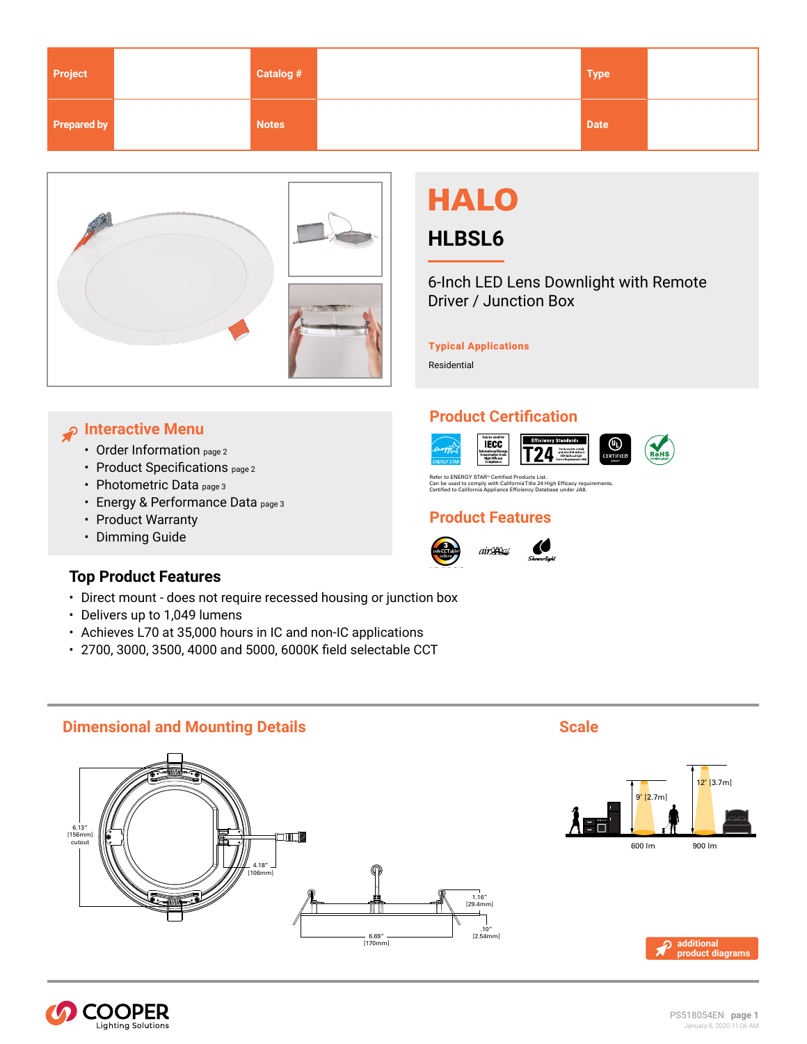| Project | | Catalog # | | Type | |
|---|---|---|---|---|---|
| Prepared by | | Notes | | Date | |

# HALO

## HLBSL6

6-Inch LED Lens Downlight with Remote Driver / Junction Box

**Typical Applications**

Residential

## Interactive Menu

- Order Information page 2
- Product Specifications page 2
- Photometric Data page 3
- Energy & Performance Data page 3
- Product Warranty
- Dimming Guide

## Product Certification

Refer to ENERGY STAR® Certified Products List.
Can be used to comply with California Title 24 High Efficacy requirements.
Certified to California Appliance Efficiency Database under JA8.

## Product Features

## Top Product Features

- Direct mount - does not require recessed housing or junction box
- Delivers up to 1,049 lumens
- Achieves L70 at 35,000 hours in IC and non-IC applications
- 2700, 3000, 3500, 4000 and 5000, 6000K field selectable CCT

## Dimensional and Mounting Details

6.13" [156mm] cutout

4.18" [106mm]

1.16" [29.4mm]

.10" [2.54mm]

6.69" [170mm]

## Scale

9' [2.7m] — 600 lm

12' [3.7m] — 900 lm

additional product diagrams

PS518054EN
January 8, 2020 11:06 AM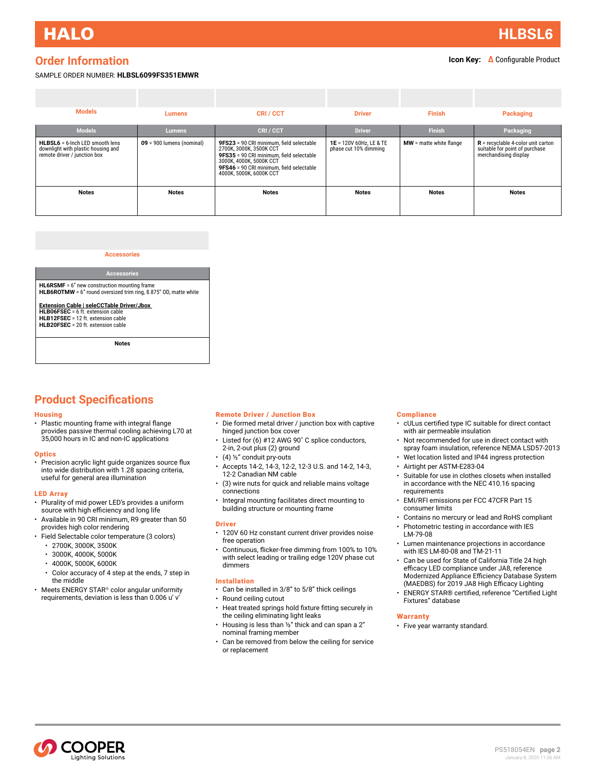## Order Information

**Icon Key:** Δ Configurable Product

SAMPLE ORDER NUMBER: **HLBSL6099FS351EMWR**

| Models | Lumens | CRI / CCT | Driver | Finish | Packaging |
|---|---|---|---|---|---|
| **HLBSL6** = 6-Inch LED smooth lens downlight with plastic housing and remote driver / junction box | **09** = 900 lumens (nominal) | **9FS23** = 90 CRI minimum, field selectable 2700K, 3000K, 3500K CCT<br>**9FS35** = 90 CRI minimum, field selectable 3000K, 4000K, 5000K CCT<br>**9FS46** = 90 CRI minimum, field selectable 4000K, 5000K, 6000K CCT | **1E** = 120V 60Hz, LE & TE phase cut 10% dimming | **MW** = matte white flange | **R** = recyclable 4-color unit carton suitable for point of purchase merchandising display |
| **Notes** | **Notes** | **Notes** | **Notes** | **Notes** | **Notes** |

| Accessories |
|---|
| **HL6RSMF** = 6" new construction mounting frame<br>**HLB6ROTMW** = 6" round oversized trim ring, 8.875" OD, matte white<br><br>Extension Cable \| seleCCTable Driver/Jbox<br>**HLB06FSEC** = 6 ft. extension cable<br>**HLB12FSEC** = 12 ft. extension cable<br>**HLB20FSEC** = 20 ft. extension cable |
| **Notes** |

## Product Specifications

### Housing
- Plastic mounting frame with integral flange provides passive thermal cooling achieving L70 at 35,000 hours in IC and non-IC applications

### Optics
- Precision acrylic light guide organizes source flux into wide distribution with 1.28 spacing criteria, useful for general area illumination

### LED Array
- Plurality of mid power LED's provides a uniform source with high efficiency and long life
- Available in 90 CRI minimum, R9 greater than 50 provides high color rendering
- Field Selectable color temperature (3 colors)
  - 2700K, 3000K, 3500K
  - 3000K, 4000K, 5000K
  - 4000K, 5000K, 6000K
  - Color accuracy of 4 step at the ends, 7 step in the middle
- Meets ENERGY STAR® color angular uniformity requirements, deviation is less than 0.006 u' v'

### Remote Driver / Junction Box
- Die formed metal driver / junction box with captive hinged junction box cover
- Listed for (6) #12 AWG 90˚ C splice conductors, 2-in, 2-out plus (2) ground
- (4) ½" conduit pry-outs
- Accepts 14-2, 14-3, 12-2, 12-3 U.S. and 14-2, 14-3, 12-2 Canadian NM cable
- (3) wire nuts for quick and reliable mains voltage connections
- Integral mounting facilitates direct mounting to building structure or mounting frame

### Driver
- 120V 60 Hz constant current driver provides noise free operation
- Continuous, flicker-free dimming from 100% to 10% with select leading or trailing edge 120V phase cut dimmers

### Installation
- Can be installed in 3/8" to 5/8" thick ceilings
- Round ceiling cutout
- Heat treated springs hold fixture fitting securely in the ceiling eliminating light leaks
- Housing is less than ½" thick and can span a 2" nominal framing member
- Can be removed from below the ceiling for service or replacement

### Compliance
- cULus certified type IC suitable for direct contact with air permeable insulation
- Not recommended for use in direct contact with spray foam insulation, reference NEMA LSD57-2013
- Wet location listed and IP44 ingress protection
- Airtight per ASTM-E283-04
- Suitable for use in clothes closets when installed in accordance with the NEC 410.16 spacing requirements
- EMI/RFI emissions per FCC 47CFR Part 15 consumer limits
- Contains no mercury or lead and RoHS compliant
- Photometric testing in accordance with IES LM-79-08
- Lumen maintenance projections in accordance with IES LM-80-08 and TM-21-11
- Can be used for State of California Title 24 high efficacy LED compliance under JA8, reference Modernized Appliance Efficiency Database System (MAEDBS) for 2019 JA8 High Efficacy Lighting
- ENERGY STAR® certified, reference "Certified Light Fixtures" database

### Warranty
- Five year warranty standard.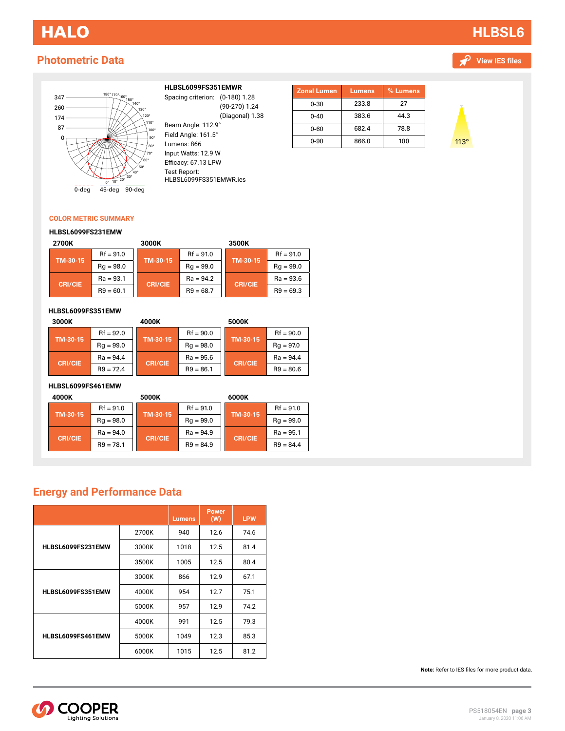## Photometric Data

View IES files

**HLBSL6099FS351EMWR**

Spacing criterion: (0-180) 1.28
(90-270) 1.24
(Diagonal) 1.38

Beam Angle: 112.9°
Field Angle: 161.5°
Lumens: 866
Input Watts: 12.9 W
Efficacy: 67.13 LPW
Test Report:
HLBSL6099FS351EMWR.ies

| Zonal Lumen | Lumens | % Lumens |
|---|---|---|
| 0-30 | 233.8 | 27 |
| 0-40 | 383.6 | 44.3 |
| 0-60 | 682.4 | 78.8 |
| 0-90 | 866.0 | 100 |

113°

### COLOR METRIC SUMMARY

**HLBSL6099FS231EMW**

| | 2700K | 3000K | 3500K |
|---|---|---|---|
| TM-30-15 | Rf = 91.0 | Rf = 91.0 | Rf = 91.0 |
| | Rg = 98.0 | Rg = 99.0 | Rg = 99.0 |
| CRI/CIE | Ra = 93.1 | Ra = 94.2 | Ra = 93.6 |
| | R9 = 60.1 | R9 = 68.7 | R9 = 69.3 |

**HLBSL6099FS351EMW**

| | 3000K | 4000K | 5000K |
|---|---|---|---|
| TM-30-15 | Rf = 92.0 | Rf = 90.0 | Rf = 90.0 |
| | Rg = 99.0 | Rg = 98.0 | Rg = 97.0 |
| CRI/CIE | Ra = 94.4 | Ra = 95.6 | Ra = 94.4 |
| | R9 = 72.4 | R9 = 86.1 | R9 = 80.6 |

**HLBSL6099FS461EMW**

| | 4000K | 5000K | 6000K |
|---|---|---|---|
| TM-30-15 | Rf = 91.0 | Rf = 91.0 | Rf = 91.0 |
| | Rg = 98.0 | Rg = 99.0 | Rg = 99.0 |
| CRI/CIE | Ra = 94.0 | Ra = 94.9 | Ra = 95.1 |
| | R9 = 78.1 | R9 = 84.9 | R9 = 84.4 |

## Energy and Performance Data

| | | Lumens | Power (W) | LPW |
|---|---|---|---|---|
| HLBSL6099FS231EMW | 2700K | 940 | 12.6 | 74.6 |
| | 3000K | 1018 | 12.5 | 81.4 |
| | 3500K | 1005 | 12.5 | 80.4 |
| HLBSL6099FS351EMW | 3000K | 866 | 12.9 | 67.1 |
| | 4000K | 954 | 12.7 | 75.1 |
| | 5000K | 957 | 12.9 | 74.2 |
| HLBSL6099FS461EMW | 4000K | 991 | 12.5 | 79.3 |
| | 5000K | 1049 | 12.3 | 85.3 |
| | 6000K | 1015 | 12.5 | 81.2 |

**Note:** Refer to IES files for more product data.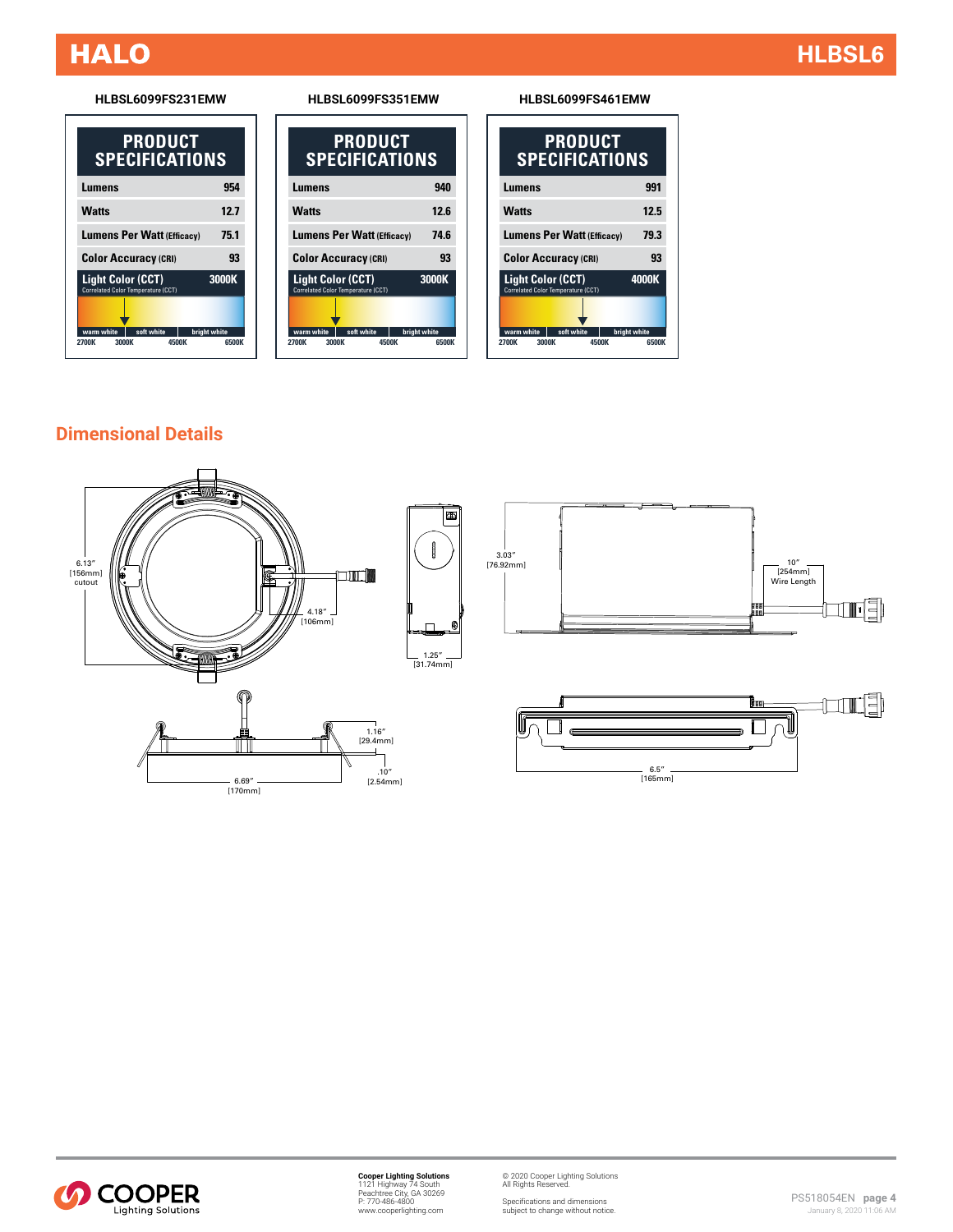### HLBSL6099FS231EMW

**PRODUCT SPECIFICATIONS**

| | |
|---|---|
| Lumens | 954 |
| Watts | 12.7 |
| Lumens Per Watt (Efficacy) | 75.1 |
| Color Accuracy (CRI) | 93 |
| Light Color (CCT) Correlated Color Temperature (CCT) | 3000K |

warm white | soft white | bright white
2700K 3000K 4500K 6500K

### HLBSL6099FS351EMW

**PRODUCT SPECIFICATIONS**

| | |
|---|---|
| Lumens | 940 |
| Watts | 12.6 |
| Lumens Per Watt (Efficacy) | 74.6 |
| Color Accuracy (CRI) | 93 |
| Light Color (CCT) Correlated Color Temperature (CCT) | 3000K |

warm white | soft white | bright white
2700K 3000K 4500K 6500K

### HLBSL6099FS461EMW

**PRODUCT SPECIFICATIONS**

| | |
|---|---|
| Lumens | 991 |
| Watts | 12.5 |
| Lumens Per Watt (Efficacy) | 79.3 |
| Color Accuracy (CRI) | 93 |
| Light Color (CCT) Correlated Color Temperature (CCT) | 4000K |

warm white | soft white | bright white
2700K 3000K 4500K 6500K

## Dimensional Details

6.13" [156mm] cutout

4.18" [106mm]

1.25" [31.74mm]

3.03" [76.92mm]

10" [254mm] Wire Length

1.16" [29.4mm]

.10" [2.54mm]

6.69" [170mm]

6.5" [165mm]

**Cooper Lighting Solutions**
1121 Highway 74 South
Peachtree City, GA 30269
P: 770-486-4800
www.cooperlighting.com

© 2020 Cooper Lighting Solutions
All Rights Reserved.

Specifications and dimensions subject to change without notice.

PS518054EN
January 8, 2020 11:06 AM